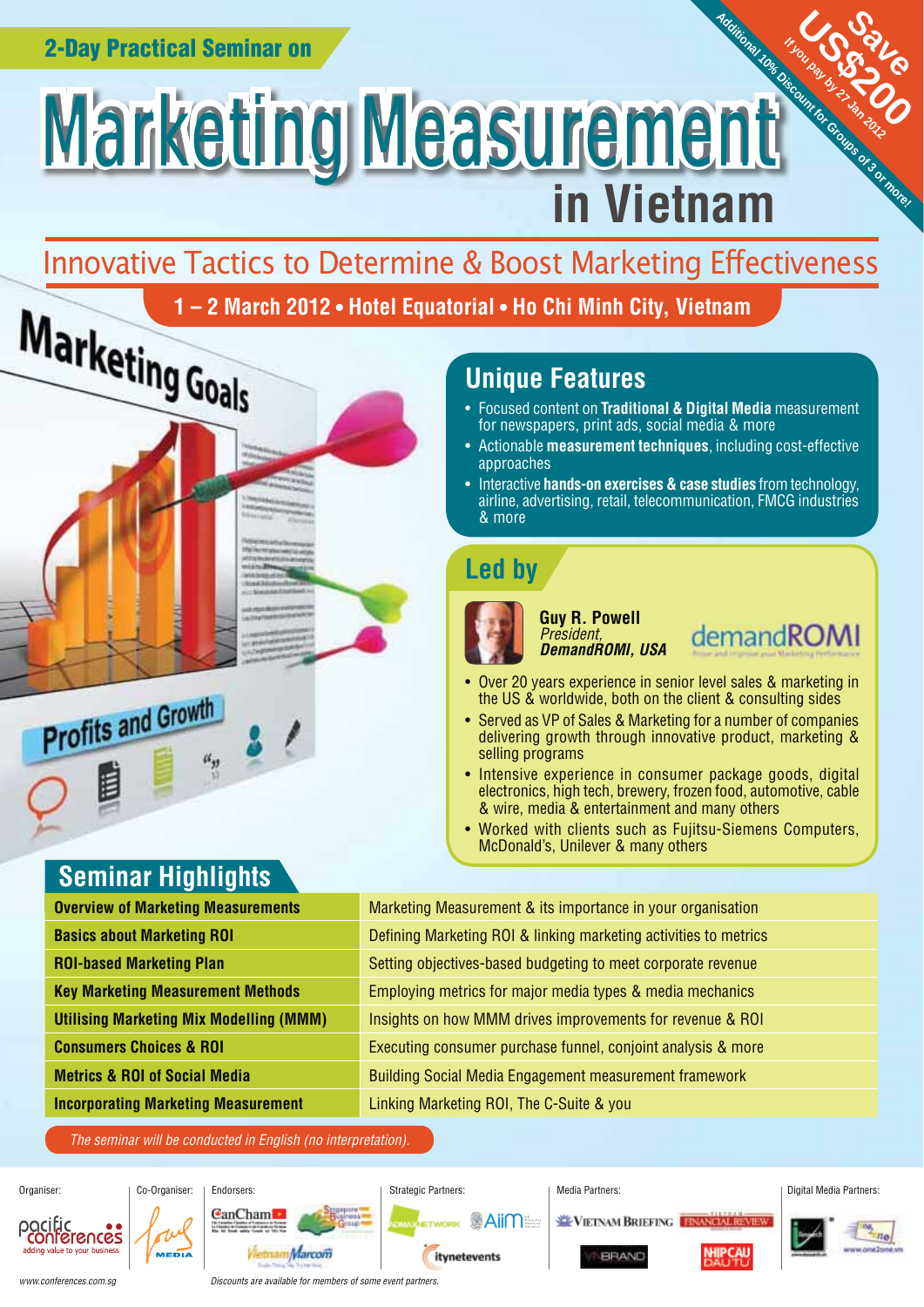2-Day Practical Seminar on

# Marketing Measurement in Vietnam

**Save US$200** If you pay by 27 Jan 2012

Additional 10% Discount for Groups of 3 or more!

## Innovative Tactics to Determine & Boost Marketing Effectiveness

**1 – 2 March 2012 • Hotel Equatorial • Ho Chi Minh City, Vietnam**

## Unique Features

- Focused content on **Traditional & Digital Media** measurement for newspapers, print ads, social media & more
- Actionable **measurement techniques**, including cost-effective approaches
- Interactive **hands-on exercises & case studies** from technology, airline, advertising, retail, telecommunication, FMCG industries & more

## Led by

**Guy R. Powell**
*President,*
***DemandROMI, USA***

demandROMI

- Over 20 years experience in senior level sales & marketing in the US & worldwide, both on the client & consulting sides
- Served as VP of Sales & Marketing for a number of companies delivering growth through innovative product, marketing & selling programs
- Intensive experience in consumer package goods, digital electronics, high tech, brewery, frozen food, automotive, cable & wire, media & entertainment and many others
- Worked with clients such as Fujitsu-Siemens Computers, McDonald's, Unilever & many others

## Seminar Highlights

| | |
|---|---|
| **Overview of Marketing Measurements** | Marketing Measurement & its importance in your organisation |
| **Basics about Marketing ROI** | Defining Marketing ROI & linking marketing activities to metrics |
| **ROI-based Marketing Plan** | Setting objectives-based budgeting to meet corporate revenue |
| **Key Marketing Measurement Methods** | Employing metrics for major media types & media mechanics |
| **Utilising Marketing Mix Modelling (MMM)** | Insights on how MMM drives improvements for revenue & ROI |
| **Consumers Choices & ROI** | Executing consumer purchase funnel, conjoint analysis & more |
| **Metrics & ROI of Social Media** | Building Social Media Engagement measurement framework |
| **Incorporating Marketing Measurement** | Linking Marketing ROI, The C-Suite & you |

*The seminar will be conducted in English (no interpretation).*

Organiser: pacific conferences – adding value to your business | Co-Organiser: Soul Media | Endorsers: EuroCham, Singapore Business Group, Vietnam Marcom | Strategic Partners: Admax Network, AIIM, itynetevents | Media Partners: Vietnam Briefing, Vietnam Financial Review, VNBrand, Nhip Cau Dau Tu | Digital Media Partners: www.one2one.vn

www.conferences.com.sg

*Discounts are available for members of some event partners.*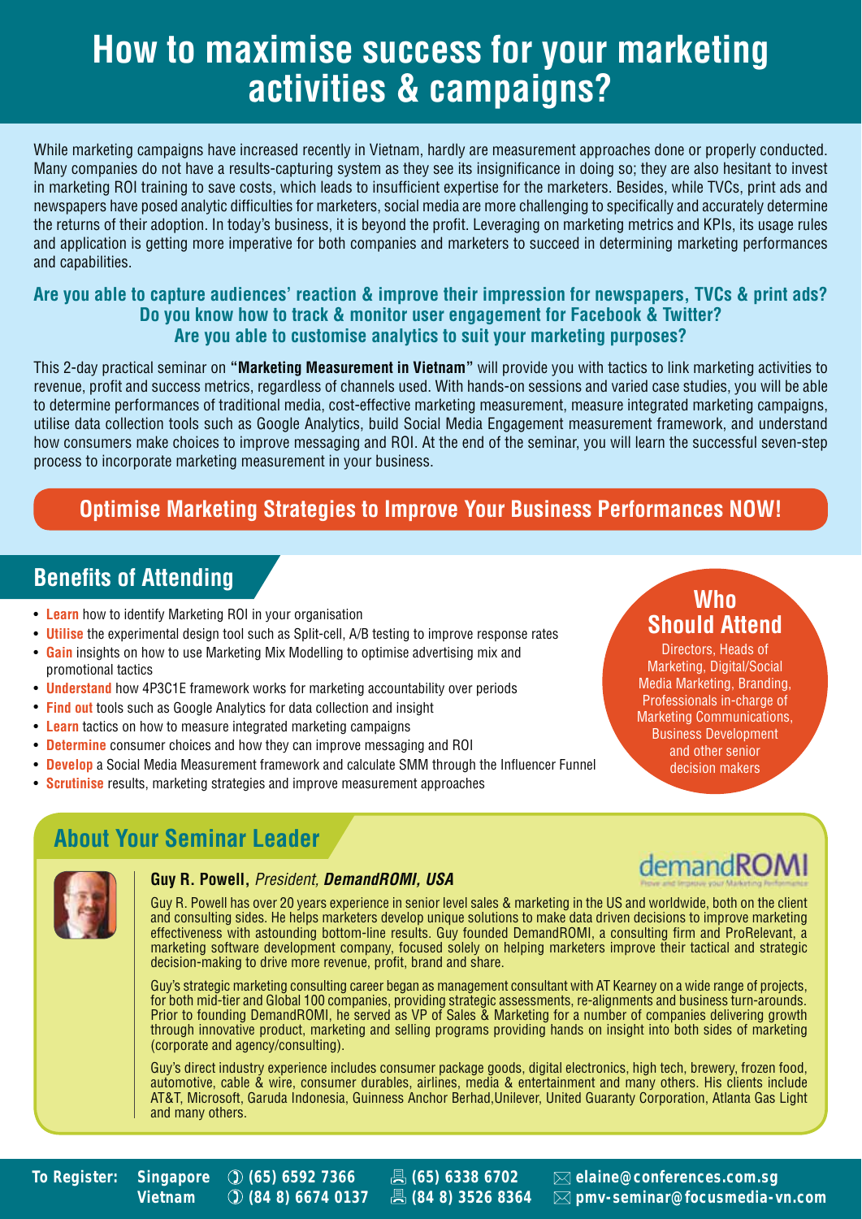# How to maximise success for your marketing activities & campaigns?

While marketing campaigns have increased recently in Vietnam, hardly are measurement approaches done or properly conducted. Many companies do not have a results-capturing system as they see its insignificance in doing so; they are also hesitant to invest in marketing ROI training to save costs, which leads to insufficient expertise for the marketers. Besides, while TVCs, print ads and newspapers have posed analytic difficulties for marketers, social media are more challenging to specifically and accurately determine the returns of their adoption. In today's business, it is beyond the profit. Leveraging on marketing metrics and KPIs, its usage rules and application is getting more imperative for both companies and marketers to succeed in determining marketing performances and capabilities.

**Are you able to capture audiences' reaction & improve their impression for newspapers, TVCs & print ads?**
**Do you know how to track & monitor user engagement for Facebook & Twitter?**
**Are you able to customise analytics to suit your marketing purposes?**

This 2-day practical seminar on **"Marketing Measurement in Vietnam"** will provide you with tactics to link marketing activities to revenue, profit and success metrics, regardless of channels used. With hands-on sessions and varied case studies, you will be able to determine performances of traditional media, cost-effective marketing measurement, measure integrated marketing campaigns, utilise data collection tools such as Google Analytics, build Social Media Engagement measurement framework, and understand how consumers make choices to improve messaging and ROI. At the end of the seminar, you will learn the successful seven-step process to incorporate marketing measurement in your business.

**Optimise Marketing Strategies to Improve Your Business Performances NOW!**

## Benefits of Attending

- **Learn** how to identify Marketing ROI in your organisation
- **Utilise** the experimental design tool such as Split-cell, A/B testing to improve response rates
- **Gain** insights on how to use Marketing Mix Modelling to optimise advertising mix and promotional tactics
- **Understand** how 4P3C1E framework works for marketing accountability over periods
- **Find out** tools such as Google Analytics for data collection and insight
- **Learn** tactics on how to measure integrated marketing campaigns
- **Determine** consumer choices and how they can improve messaging and ROI
- **Develop** a Social Media Measurement framework and calculate SMM through the Influencer Funnel
- **Scrutinise** results, marketing strategies and improve measurement approaches

## Who Should Attend

Directors, Heads of Marketing, Digital/Social Media Marketing, Branding, Professionals in-charge of Marketing Communications, Business Development and other senior decision makers

## About Your Seminar Leader

**Guy R. Powell,** *President, **DemandROMI, USA***

Guy R. Powell has over 20 years experience in senior level sales & marketing in the US and worldwide, both on the client and consulting sides. He helps marketers develop unique solutions to make data driven decisions to improve marketing effectiveness with astounding bottom-line results. Guy founded DemandROMI, a consulting firm and ProRelevant, a marketing software development company, focused solely on helping marketers improve their tactical and strategic decision-making to drive more revenue, profit, brand and share.

Guy's strategic marketing consulting career began as management consultant with AT Kearney on a wide range of projects, for both mid-tier and Global 100 companies, providing strategic assessments, re-alignments and business turn-arounds. Prior to founding DemandROMI, he served as VP of Sales & Marketing for a number of companies delivering growth through innovative product, marketing and selling programs providing hands on insight into both sides of marketing (corporate and agency/consulting).

Guy's direct industry experience includes consumer package goods, digital electronics, high tech, brewery, frozen food, automotive, cable & wire, consumer durables, airlines, media & entertainment and many others. His clients include AT&T, Microsoft, Garuda Indonesia, Guinness Anchor Berhad, Unilever, United Guaranty Corporation, Atlanta Gas Light and many others.

**To Register:**

| | Phone | Fax | Email |
|---|---|---|---|
| **Singapore** | (65) 6592 7366 | (65) 6338 6702 | elaine@conferences.com.sg |
| **Vietnam** | (84 8) 6674 0137 | (84 8) 3526 8364 | pmv-seminar@focusmedia-vn.com |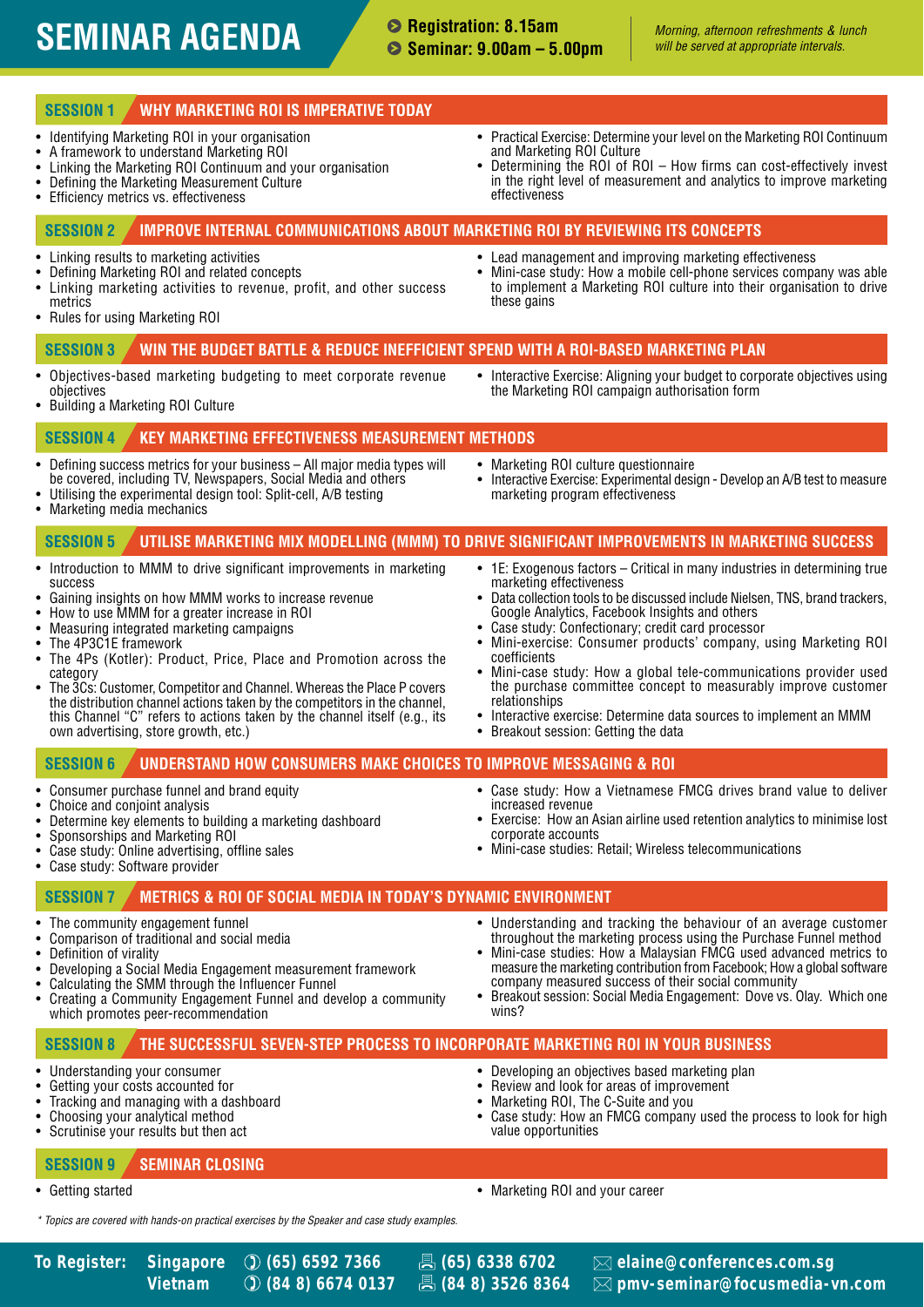# SEMINAR AGENDA

- Registration: 8.15am
- Seminar: 9.00am – 5.00pm

*Morning, afternoon refreshments & lunch will be served at appropriate intervals.*

## SESSION 1 WHY MARKETING ROI IS IMPERATIVE TODAY

- Identifying Marketing ROI in your organisation
- A framework to understand Marketing ROI
- Linking the Marketing ROI Continuum and your organisation
- Defining the Marketing Measurement Culture
- Efficiency metrics vs. effectiveness
- Practical Exercise: Determine your level on the Marketing ROI Continuum and Marketing ROI Culture
- Determining the ROI of ROI – How firms can cost-effectively invest in the right level of measurement and analytics to improve marketing effectiveness

## SESSION 2 IMPROVE INTERNAL COMMUNICATIONS ABOUT MARKETING ROI BY REVIEWING ITS CONCEPTS

- Linking results to marketing activities
- Defining Marketing ROI and related concepts
- Linking marketing activities to revenue, profit, and other success metrics
- Rules for using Marketing ROI
- Lead management and improving marketing effectiveness
- Mini-case study: How a mobile cell-phone services company was able to implement a Marketing ROI culture into their organisation to drive these gains

## SESSION 3 WIN THE BUDGET BATTLE & REDUCE INEFFICIENT SPEND WITH A ROI-BASED MARKETING PLAN

- Objectives-based marketing budgeting to meet corporate revenue objectives
- Building a Marketing ROI Culture
- Interactive Exercise: Aligning your budget to corporate objectives using the Marketing ROI campaign authorisation form

## SESSION 4 KEY MARKETING EFFECTIVENESS MEASUREMENT METHODS

- Defining success metrics for your business – All major media types will be covered, including TV, Newspapers, Social Media and others
- Utilising the experimental design tool: Split-cell, A/B testing
- Marketing media mechanics
- Marketing ROI culture questionnaire
- Interactive Exercise: Experimental design - Develop an A/B test to measure marketing program effectiveness

## SESSION 5 UTILISE MARKETING MIX MODELLING (MMM) TO DRIVE SIGNIFICANT IMPROVEMENTS IN MARKETING SUCCESS

- Introduction to MMM to drive significant improvements in marketing success
- Gaining insights on how MMM works to increase revenue
- How to use MMM for a greater increase in ROI
- Measuring integrated marketing campaigns
- The 4P3C1E framework
- The 4Ps (Kotler): Product, Price, Place and Promotion across the category
- The 3Cs: Customer, Competitor and Channel. Whereas the Place P covers the distribution channel actions taken by the competitors in the channel, this Channel "C" refers to actions taken by the channel itself (e.g., its own advertising, store growth, etc.)
- 1E: Exogenous factors – Critical in many industries in determining true marketing effectiveness
- Data collection tools to be discussed include Nielsen, TNS, brand trackers, Google Analytics, Facebook Insights and others
- Case study: Confectionary; credit card processor
- Mini-exercise: Consumer products' company, using Marketing ROI coefficients
- Mini-case study: How a global tele-communications provider used the purchase committee concept to measurably improve customer relationships
- Interactive exercise: Determine data sources to implement an MMM
- Breakout session: Getting the data

## SESSION 6 UNDERSTAND HOW CONSUMERS MAKE CHOICES TO IMPROVE MESSAGING & ROI

- Consumer purchase funnel and brand equity
- Choice and conjoint analysis
- Determine key elements to building a marketing dashboard
- Sponsorships and Marketing ROI
- Case study: Online advertising, offline sales
- Case study: Software provider
- Case study: How a Vietnamese FMCG drives brand value to deliver increased revenue
- Exercise: How an Asian airline used retention analytics to minimise lost corporate accounts
- Mini-case studies: Retail; Wireless telecommunications

## SESSION 7 METRICS & ROI OF SOCIAL MEDIA IN TODAY'S DYNAMIC ENVIRONMENT

- The community engagement funnel
- Comparison of traditional and social media
- Definition of virality
- Developing a Social Media Engagement measurement framework
- Calculating the SMM through the Influencer Funnel
- Creating a Community Engagement Funnel and develop a community which promotes peer-recommendation
- Understanding and tracking the behaviour of an average customer throughout the marketing process using the Purchase Funnel method
- Mini-case studies: How a Malaysian FMCG used advanced metrics to measure the marketing contribution from Facebook; How a global software company measured success of their social community
- Breakout session: Social Media Engagement: Dove vs. Olay. Which one wins?

## SESSION 8 THE SUCCESSFUL SEVEN-STEP PROCESS TO INCORPORATE MARKETING ROI IN YOUR BUSINESS

- Understanding your consumer
- Getting your costs accounted for
- Tracking and managing with a dashboard
- Choosing your analytical method
- Scrutinise your results but then act
- Developing an objectives based marketing plan
- Review and look for areas of improvement
- Marketing ROI, The C-Suite and you
- Case study: How an FMCG company used the process to look for high value opportunities

## SESSION 9 SEMINAR CLOSING

- Getting started
- Marketing ROI and your career

*\* Topics are covered with hands-on practical exercises by the Speaker and case study examples.*

**To Register:**

| | Tel | Fax | Email |
|---|---|---|---|
| Singapore | (65) 6592 7366 | (65) 6338 6702 | elaine@conferences.com.sg |
| Vietnam | (84 8) 6674 0137 | (84 8) 3526 8364 | pmv-seminar@focusmedia-vn.com |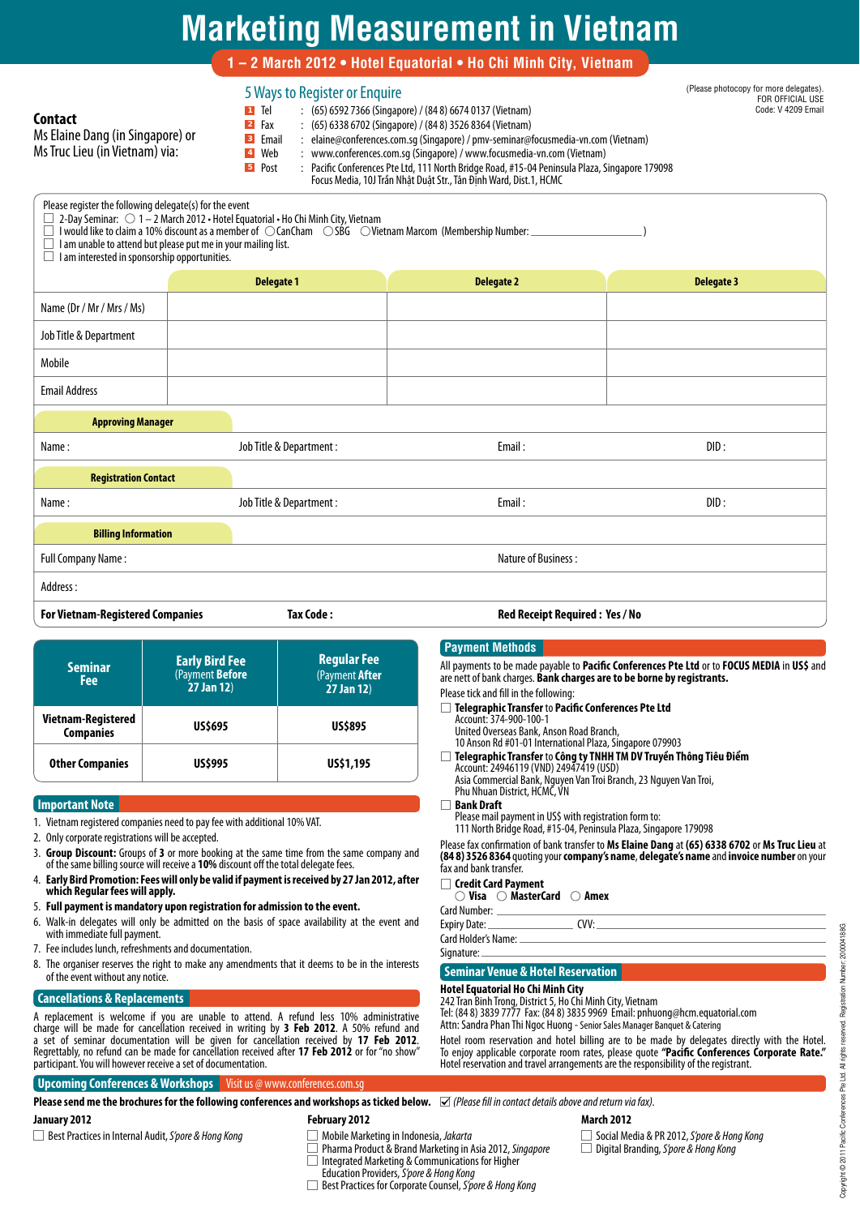# Marketing Measurement in Vietnam

**1 – 2 March 2012 • Hotel Equatorial • Ho Chi Minh City, Vietnam**

## Contact

Ms Elaine Dang (in Singapore) or Ms Truc Lieu (in Vietnam) via:

### 5 Ways to Register or Enquire

1. Tel : (65) 6592 7366 (Singapore) / (84 8) 6674 0137 (Vietnam)
2. Fax : (65) 6338 6702 (Singapore) / (84 8) 3526 8364 (Vietnam)
3. Email : elaine@conferences.com.sg (Singapore) / pmv-seminar@focusmedia-vn.com (Vietnam)
4. Web : www.conferences.com.sg (Singapore) / www.focusmedia-vn.com (Vietnam)
5. Post : Pacific Conferences Pte Ltd, 111 North Bridge Road, #15-04 Peninsula Plaza, Singapore 179098
   Focus Media, 10J Trần Nhật Duật Str., Tân Định Ward, Dist.1, HCMC

(Please photocopy for more delegates).
FOR OFFICIAL USE
Code: V 4209 Email

Please register the following delegate(s) for the event

- ☐ 2-Day Seminar: ○ 1 – 2 March 2012 • Hotel Equatorial • Ho Chi Minh City, Vietnam
- ☐ I would like to claim a 10% discount as a member of ○ CanCham ○ SBG ○ Vietnam Marcom (Membership Number: ____________ )
- ☐ I am unable to attend but please put me in your mailing list.
- ☐ I am interested in sponsorship opportunities.

| | Delegate 1 | Delegate 2 | Delegate 3 |
|---|---|---|---|
| Name (Dr / Mr / Mrs / Ms) | | | |
| Job Title & Department | | | |
| Mobile | | | |
| Email Address | | | |

**Approving Manager**

Name : Job Title & Department : Email : DID :

**Registration Contact**

Name : Job Title & Department : Email : DID :

**Billing Information**

Full Company Name : Nature of Business :

Address :

**For Vietnam-Registered Companies** **Tax Code :** **Red Receipt Required : Yes / No**

| Seminar Fee | Early Bird Fee (Payment **Before 27 Jan 12**) | Regular Fee (Payment **After 27 Jan 12**) |
|---|---|---|
| **Vietnam-Registered Companies** | **US$695** | **US$895** |
| **Other Companies** | **US$995** | **US$1,195** |

## Important Note

1. Vietnam registered companies need to pay fee with additional 10% VAT.
2. Only corporate registrations will be accepted.
3. **Group Discount:** Groups of **3** or more booking at the same time from the same company and of the same billing source will receive a **10%** discount off the total delegate fees.
4. **Early Bird Promotion: Fees will only be valid if payment is received by 27 Jan 2012, after which Regular fees will apply.**
5. **Full payment is mandatory upon registration for admission to the event.**
6. Walk-in delegates will only be admitted on the basis of space availability at the event and with immediate full payment.
7. Fee includes lunch, refreshments and documentation.
8. The organiser reserves the right to make any amendments that it deems to be in the interests of the event without any notice.

## Cancellations & Replacements

A replacement is welcome if you are unable to attend. A refund less 10% administrative charge will be made for cancellation received in writing by **3 Feb 2012**. A 50% refund and a set of seminar documentation will be given for cancellation received by **17 Feb 2012**. Regrettably, no refund can be made for cancellation received after **17 Feb 2012** or for "no show" participant. You will however receive a set of documentation.

## Payment Methods

All payments to be made payable to **Pacific Conferences Pte Ltd** or to **FOCUS MEDIA** in **US$** and are nett of bank charges. **Bank charges are to be borne by registrants.**

Please tick and fill in the following:

- ☐ **Telegraphic Transfer** to **Pacific Conferences Pte Ltd**
  Account: 374-900-100-1
  United Overseas Bank, Anson Road Branch,
  10 Anson Rd #01-01 International Plaza, Singapore 079903
- ☐ **Telegraphic Transfer** to **Công ty TNHH TM DV Truyền Thông Tiêu Điểm**
  Account: 24946119 (VND) 24947419 (USD)
  Asia Commercial Bank, Nguyen Van Troi Branch, 23 Nguyen Van Troi,
  Phu Nhuan District, HCMC, VN
- ☐ **Bank Draft**
  Please mail payment in US$ with registration form to:
  111 North Bridge Road, #15-04, Peninsula Plaza, Singapore 179098

Please fax confirmation of bank transfer to **Ms Elaine Dang** at **(65) 6338 6702** or **Ms Truc Lieu** at **(84 8) 3526 8364** quoting your **company's name**, **delegate's name** and **invoice number** on your fax and bank transfer.

- ☐ **Credit Card Payment**
  ○ **Visa** ○ **MasterCard** ○ **Amex**

Card Number:
Expiry Date: CVV:
Card Holder's Name:
Signature:

## Seminar Venue & Hotel Reservation

**Hotel Equatorial Ho Chi Minh City**
242 Tran Binh Trong, District 5, Ho Chi Minh City, Vietnam
Tel: (84 8) 3839 7777 Fax: (84 8) 3835 9969 Email: pnhuong@hcm.equatorial.com
Attn: Sandra Phan Thi Ngoc Huong - Senior Sales Manager Banquet & Catering

Hotel room reservation and hotel billing are to be made by delegates directly with the Hotel. To enjoy applicable corporate room rates, please quote **"Pacific Conferences Corporate Rate."** Hotel reservation and travel arrangements are the responsibility of the registrant.

## Upcoming Conferences & Workshops

Visit us @ www.conferences.com.sg

**Please send me the brochures for the following conferences and workshops as ticked below.** ☑ *(Please fill in contact details above and return via fax).*

**January 2012**

- ☐ Best Practices in Internal Audit, *S'pore & Hong Kong*

**February 2012**

- ☐ Mobile Marketing in Indonesia, *Jakarta*
- ☐ Pharma Product & Brand Marketing in Asia 2012, *Singapore*
- ☐ Integrated Marketing & Communications for Higher Education Providers, *S'pore & Hong Kong*
- ☐ Best Practices for Corporate Counsel, *S'pore & Hong Kong*

**March 2012**

- ☐ Social Media & PR 2012, *S'pore & Hong Kong*
- ☐ Digital Branding, *S'pore & Hong Kong*

Copyright © 2011 Pacific Conferences Pte Ltd. All rights reserved. Registration Number: 200001186G